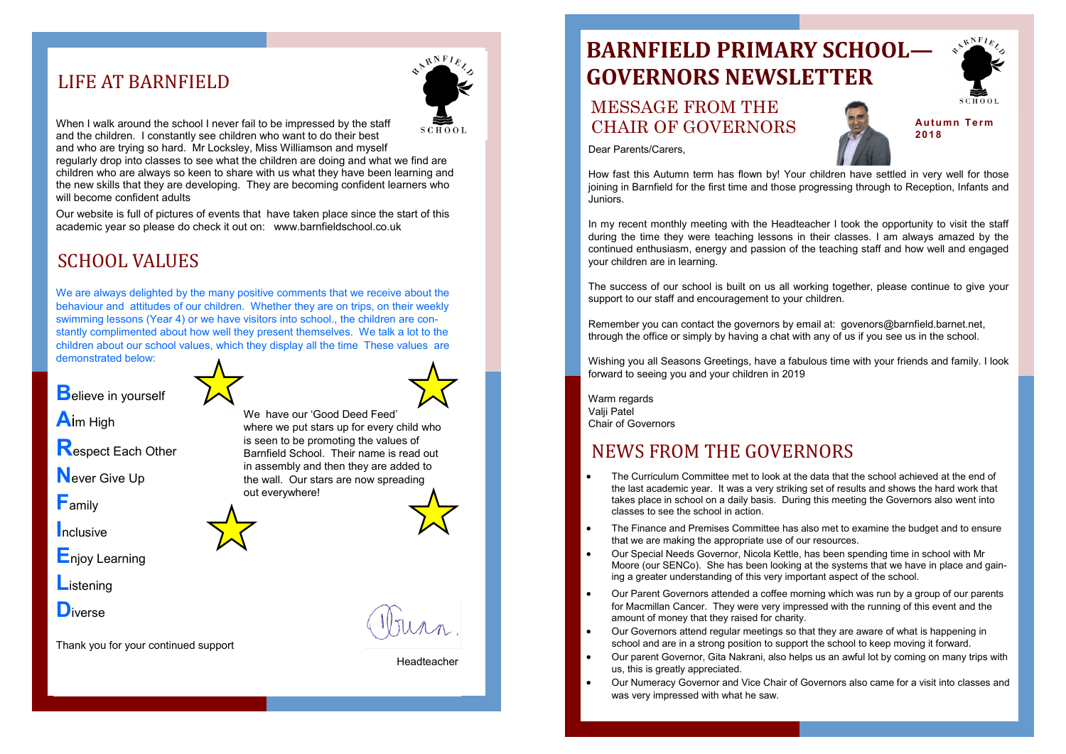## LIFE AT BARNFIELD

When I walk around the school I never fail to be impressed by the staff and the children. I constantly see children who want to do their best and who are trying so hard. Mr Locksley, Miss Williamson and myself regularly drop into classes to see what the children are doing and what we find are children who are always so keen to share with us what they have been learning and the new skills that they are developing. They are becoming confident learners who will become confident adults

Our website is full of pictures of events that have taken place since the start of this academic year so please do check it out on: www.barnfieldschool.co.uk

## SCHOOL VALUES

We are always delighted by the many positive comments that we receive about the behaviour and attitudes of our children. Whether they are on trips, on their weekly swimming lessons (Year 4) or we have visitors into school., the children are constantly complimented about how well they present themselves. We talk a lot to the children about our school values, which they display all the time These values are demonstrated below:

**B**elieve in yourself

**A**im High

**R**espect Each Other

**N**ever Give Up

**F**amily

**I**nclusive

**E**njoy Learning

**L**istening

**D**iverse

We have our 'Good Deed Feed' where we put stars up for every child who is seen to be promoting the values of Barnfield School. Their name is read out in assembly and then they are added to the wall. Our stars are now spreading out everywhere!

Thank you for your continued support

Headteacher

# BARNFIELD PRIMARY SCHOOL— GOVERNORS NEWSLETTER

**Autumn Term 2018**

## MESSAGE FROM THE CHAIR OF GOVERNORS

Dear Parents/Carers,

How fast this Autumn term has flown by! Your children have settled in very well for those joining in Barnfield for the first time and those progressing through to Reception, Infants and Juniors.

In my recent monthly meeting with the Headteacher I took the opportunity to visit the staff during the time they were teaching lessons in their classes. I am always amazed by the continued enthusiasm, energy and passion of the teaching staff and how well and engaged your children are in learning.

The success of our school is built on us all working together, please continue to give your support to our staff and encouragement to your children.

Remember you can contact the governors by email at: govenors@barnfield.barnet.net, through the office or simply by having a chat with any of us if you see us in the school.

Wishing you all Seasons Greetings, have a fabulous time with your friends and family. I look forward to seeing you and your children in 2019

Warm regards
Valji Patel
Chair of Governors

## NEWS FROM THE GOVERNORS

- The Curriculum Committee met to look at the data that the school achieved at the end of the last academic year. It was a very striking set of results and shows the hard work that takes place in school on a daily basis. During this meeting the Governors also went into classes to see the school in action.
- The Finance and Premises Committee has also met to examine the budget and to ensure that we are making the appropriate use of our resources.
- Our Special Needs Governor, Nicola Kettle, has been spending time in school with Mr Moore (our SENCo). She has been looking at the systems that we have in place and gaining a greater understanding of this very important aspect of the school.
- Our Parent Governors attended a coffee morning which was run by a group of our parents for Macmillan Cancer. They were very impressed with the running of this event and the amount of money that they raised for charity.
- Our Governors attend regular meetings so that they are aware of what is happening in school and are in a strong position to support the school to keep moving it forward.
- Our parent Governor, Gita Nakrani, also helps us an awful lot by coming on many trips with us, this is greatly appreciated.
- Our Numeracy Governor and Vice Chair of Governors also came for a visit into classes and was very impressed with what he saw.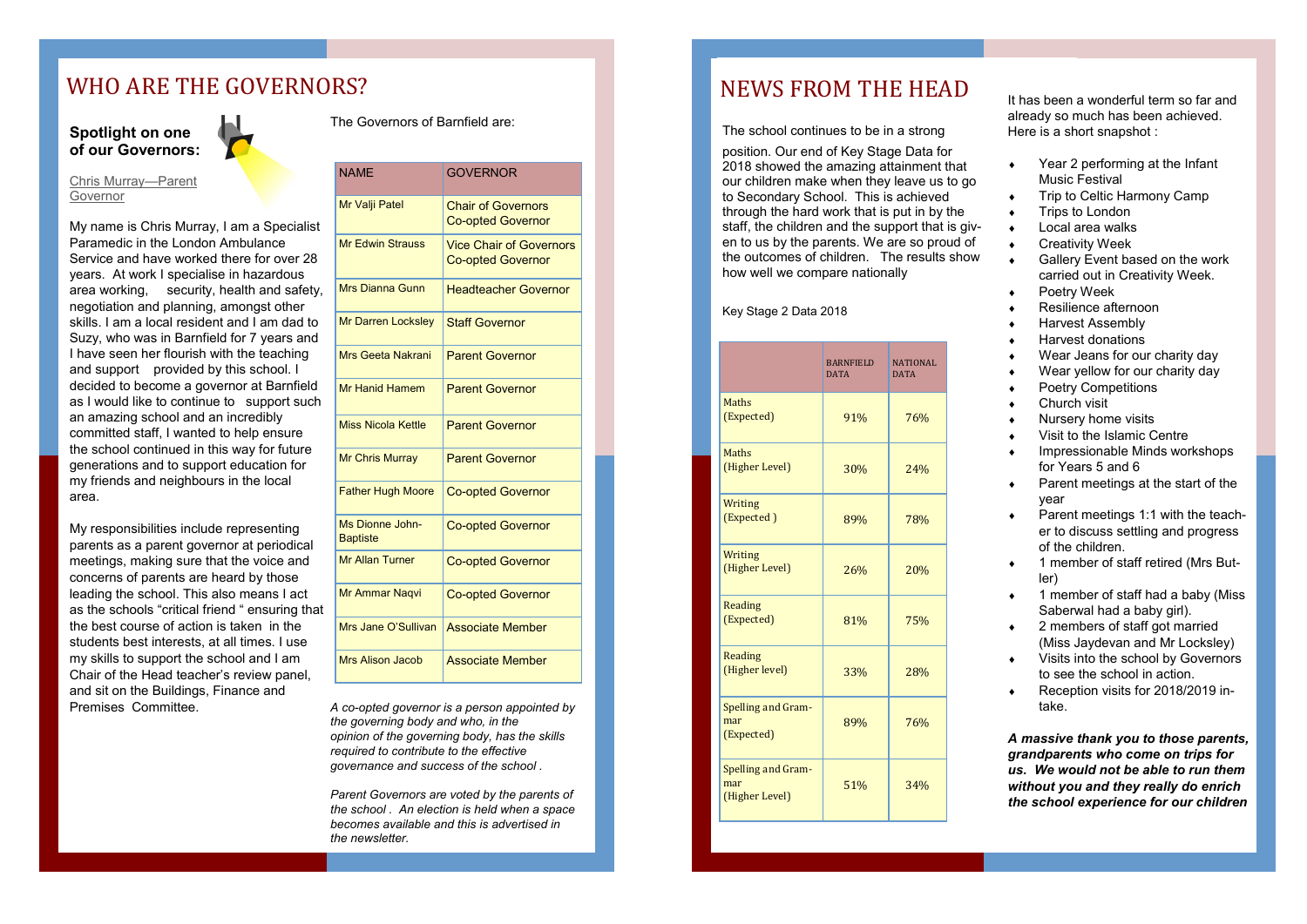# WHO ARE THE GOVERNORS?

**Spotlight on one of our Governors:**

Chris Murray—Parent Governor

My name is Chris Murray, I am a Specialist Paramedic in the London Ambulance Service and have worked there for over 28 years. At work I specialise in hazardous area working, security, health and safety, negotiation and planning, amongst other skills. I am a local resident and I am dad to Suzy, who was in Barnfield for 7 years and I have seen her flourish with the teaching and support provided by this school. I decided to become a governor at Barnfield as I would like to continue to support such an amazing school and an incredibly committed staff, I wanted to help ensure the school continued in this way for future generations and to support education for my friends and neighbours in the local area.

My responsibilities include representing parents as a parent governor at periodical meetings, making sure that the voice and concerns of parents are heard by those leading the school. This also means I act as the schools "critical friend " ensuring that the best course of action is taken in the students best interests, at all times. I use my skills to support the school and I am Chair of the Head teacher's review panel, and sit on the Buildings, Finance and Premises Committee.

The Governors of Barnfield are:

| NAME | GOVERNOR |
|---|---|
| Mr Valji Patel | Chair of Governors Co-opted Governor |
| Mr Edwin Strauss | Vice Chair of Governors Co-opted Governor |
| Mrs Dianna Gunn | Headteacher Governor |
| Mr Darren Locksley | Staff Governor |
| Mrs Geeta Nakrani | Parent Governor |
| Mr Hanid Hamem | Parent Governor |
| Miss Nicola Kettle | Parent Governor |
| Mr Chris Murray | Parent Governor |
| Father Hugh Moore | Co-opted Governor |
| Ms Dionne John-Baptiste | Co-opted Governor |
| Mr Allan Turner | Co-opted Governor |
| Mr Ammar Naqvi | Co-opted Governor |
| Mrs Jane O'Sullivan | Associate Member |
| Mrs Alison Jacob | Associate Member |

*A co-opted governor is a person appointed by the governing body and who, in the opinion of the governing body, has the skills required to contribute to the effective governance and success of the school .*

*Parent Governors are voted by the parents of the school . An election is held when a space becomes available and this is advertised in the newsletter.*

# NEWS FROM THE HEAD

The school continues to be in a strong position. Our end of Key Stage Data for 2018 showed the amazing attainment that our children make when they leave us to go to Secondary School. This is achieved through the hard work that is put in by the staff, the children and the support that is given to us by the parents. We are so proud of the outcomes of children. The results show how well we compare nationally

Key Stage 2 Data 2018

| | BARNFIELD DATA | NATIONAL DATA |
|---|---|---|
| Maths (Expected) | 91% | 76% |
| Maths (Higher Level) | 30% | 24% |
| Writing (Expected ) | 89% | 78% |
| Writing (Higher Level) | 26% | 20% |
| Reading (Expected) | 81% | 75% |
| Reading (Higher level) | 33% | 28% |
| Spelling and Grammar (Expected) | 89% | 76% |
| Spelling and Grammar (Higher Level) | 51% | 34% |

It has been a wonderful term so far and already so much has been achieved. Here is a short snapshot :

- Year 2 performing at the Infant Music Festival
- Trip to Celtic Harmony Camp
- Trips to London
- Local area walks
- Creativity Week
- Gallery Event based on the work carried out in Creativity Week.
- Poetry Week
- Resilience afternoon
- Harvest Assembly
- Harvest donations
- Wear Jeans for our charity day
- Wear yellow for our charity day
- Poetry Competitions
- Church visit
- Nursery home visits
- Visit to the Islamic Centre
- Impressionable Minds workshops for Years 5 and 6
- Parent meetings at the start of the year
- Parent meetings 1:1 with the teacher to discuss settling and progress of the children.
- 1 member of staff retired (Mrs Butler)
- 1 member of staff had a baby (Miss Saberwal had a baby girl).
- 2 members of staff got married (Miss Jaydevan and Mr Locksley)
- Visits into the school by Governors to see the school in action.
- Reception visits for 2018/2019 intake.

***A massive thank you to those parents, grandparents who come on trips for us. We would not be able to run them without you and they really do enrich the school experience for our children***